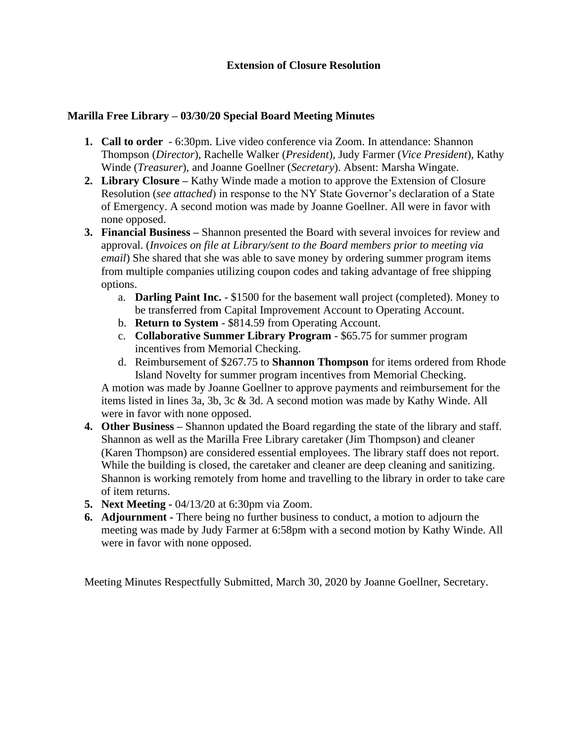**Extension of Closure Resolution**

**Marilla Free Library – 03/30/20 Special Board Meeting Minutes**

1. **Call to order** - 6:30pm. Live video conference via Zoom. In attendance: Shannon Thompson (*Director*), Rachelle Walker (*President*), Judy Farmer (*Vice President*), Kathy Winde (*Treasurer*), and Joanne Goellner (*Secretary*). Absent: Marsha Wingate.
2. **Library Closure –** Kathy Winde made a motion to approve the Extension of Closure Resolution (*see attached*) in response to the NY State Governor's declaration of a State of Emergency. A second motion was made by Joanne Goellner. All were in favor with none opposed.
3. **Financial Business –** Shannon presented the Board with several invoices for review and approval. (*Invoices on file at Library/sent to the Board members prior to meeting via email*) She shared that she was able to save money by ordering summer program items from multiple companies utilizing coupon codes and taking advantage of free shipping options.
   a. **Darling Paint Inc.** - $1500 for the basement wall project (completed). Money to be transferred from Capital Improvement Account to Operating Account.
   b. **Return to System** - $814.59 from Operating Account.
   c. **Collaborative Summer Library Program** - $65.75 for summer program incentives from Memorial Checking.
   d. Reimbursement of $267.75 to **Shannon Thompson** for items ordered from Rhode Island Novelty for summer program incentives from Memorial Checking.

   A motion was made by Joanne Goellner to approve payments and reimbursement for the items listed in lines 3a, 3b, 3c & 3d. A second motion was made by Kathy Winde. All were in favor with none opposed.
4. **Other Business –** Shannon updated the Board regarding the state of the library and staff. Shannon as well as the Marilla Free Library caretaker (Jim Thompson) and cleaner (Karen Thompson) are considered essential employees. The library staff does not report. While the building is closed, the caretaker and cleaner are deep cleaning and sanitizing. Shannon is working remotely from home and travelling to the library in order to take care of item returns.
5. **Next Meeting -** 04/13/20 at 6:30pm via Zoom.
6. **Adjournment -** There being no further business to conduct, a motion to adjourn the meeting was made by Judy Farmer at 6:58pm with a second motion by Kathy Winde. All were in favor with none opposed.

Meeting Minutes Respectfully Submitted, March 30, 2020 by Joanne Goellner, Secretary.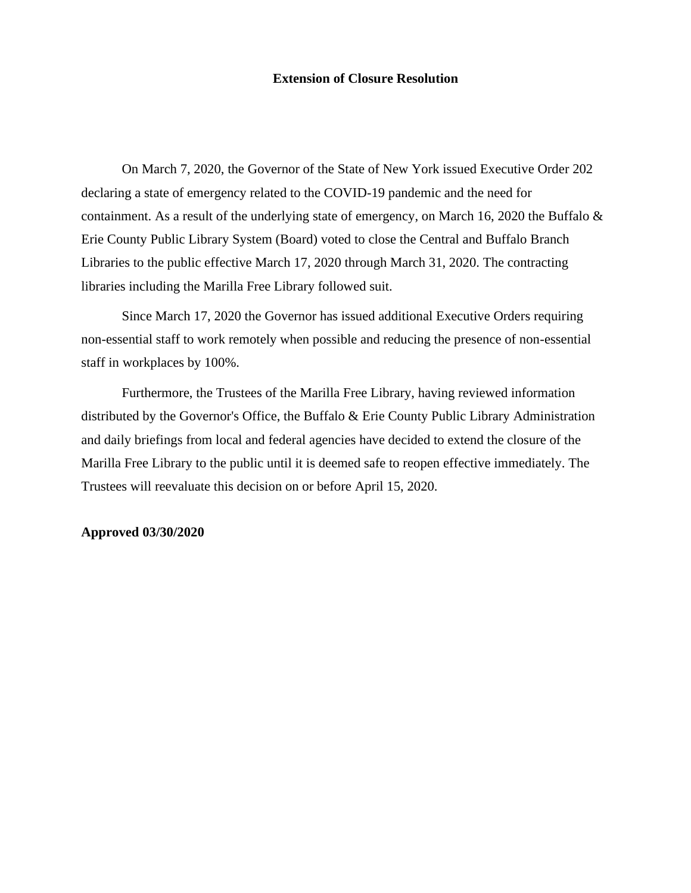# Extension of Closure Resolution

On March 7, 2020, the Governor of the State of New York issued Executive Order 202 declaring a state of emergency related to the COVID-19 pandemic and the need for containment. As a result of the underlying state of emergency, on March 16, 2020 the Buffalo & Erie County Public Library System (Board) voted to close the Central and Buffalo Branch Libraries to the public effective March 17, 2020 through March 31, 2020. The contracting libraries including the Marilla Free Library followed suit.

Since March 17, 2020 the Governor has issued additional Executive Orders requiring non-essential staff to work remotely when possible and reducing the presence of non-essential staff in workplaces by 100%.

Furthermore, the Trustees of the Marilla Free Library, having reviewed information distributed by the Governor's Office, the Buffalo & Erie County Public Library Administration and daily briefings from local and federal agencies have decided to extend the closure of the Marilla Free Library to the public until it is deemed safe to reopen effective immediately. The Trustees will reevaluate this decision on or before April 15, 2020.

**Approved 03/30/2020**